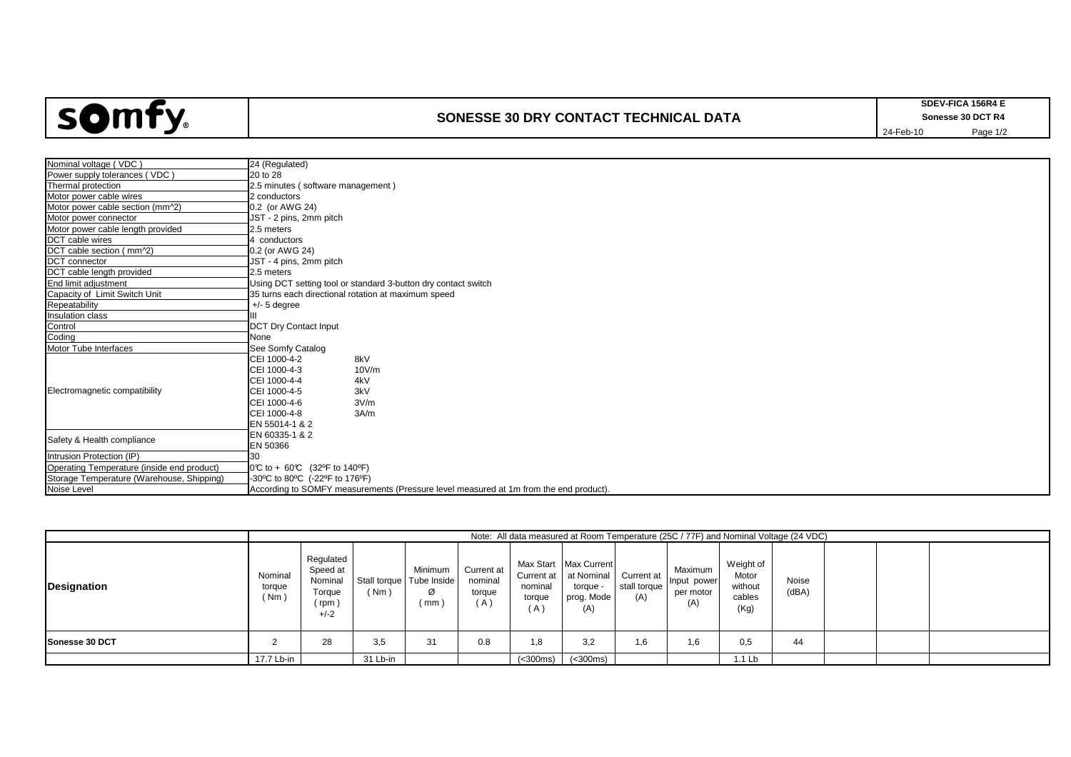# SONESSE 30 DRY CONTACT TECHNICAL DATA

SDEV-FICA 156R4 E
Sonesse 30 DCT R4
24-Feb-10

| | |
|---|---|
| Nominal voltage ( VDC ) | 24 (Regulated) |
| Power supply tolerances ( VDC ) | 20 to 28 |
| Thermal protection | 2.5 minutes ( software management ) |
| Motor power cable wires | 2 conductors |
| Motor power cable section (mm^2) | 0.2 (or AWG 24) |
| Motor power connector | JST - 2 pins, 2mm pitch |
| Motor power cable length provided | 2.5 meters |
| DCT cable wires | 4 conductors |
| DCT cable section ( mm^2) | 0.2 (or AWG 24) |
| DCT connector | JST - 4 pins, 2mm pitch |
| DCT cable length provided | 2.5 meters |
| End limit adjustment | Using DCT setting tool or standard 3-button dry contact switch |
| Capacity of Limit Switch Unit | 35 turns each directional rotation at maximum speed |
| Repeatability | +/- 5 degree |
| Insulation class | III |
| Control | DCT Dry Contact Input |
| Coding | None |
| Motor Tube Interfaces | See Somfy Catalog |
| Electromagnetic compatibility | CEI 1000-4-2 8kV<br>CEI 1000-4-3 10V/m<br>CEI 1000-4-4 4kV<br>CEI 1000-4-5 3kV<br>CEI 1000-4-6 3V/m<br>CEI 1000-4-8 3A/m<br>EN 55014-1 & 2 |
| Safety & Health compliance | EN 60335-1 & 2<br>EN 50366 |
| Intrusion Protection (IP) | 30 |
| Operating Temperature (inside end product) | 0℃ to + 60℃ (32ºF to 140ºF) |
| Storage Temperature (Warehouse, Shipping) | -30ºC to 80ºC (-22ºF to 176ºF) |
| Noise Level | According to SOMFY measurements (Pressure level measured at 1m from the end product). |

| | Note: All data measured at Room Temperature (25C / 77F) and Nominal Voltage (24 VDC) | | | | | | | | | | | | | |
|---|---|---|---|---|---|---|---|---|---|---|---|---|---|---|
| **Designation** | Nominal torque ( Nm ) | Regulated Speed at Nominal Torque ( rpm ) +/-2 | Stall torque ( Nm ) | Minimum Tube Inside Ø ( mm ) | Current at nominal torque ( A ) | Max Start Current at nominal torque ( A ) | Max Current at Nominal torque - prog. Mode (A) | Current at stall torque (A) | Maximum Input power per motor (A) | Weight of Motor without cables (Kg) | Noise (dBA) | | | |
| **Sonesse 30 DCT** | 2 | 28 | 3,5 | 31 | 0.8 | 1,8 | 3,2 | 1,6 | 1,6 | 0,5 | 44 | | | |
| | 17.7 Lb-in | | 31 Lb-in | | | (<300ms) | (<300ms) | | | 1.1 Lb | | | | |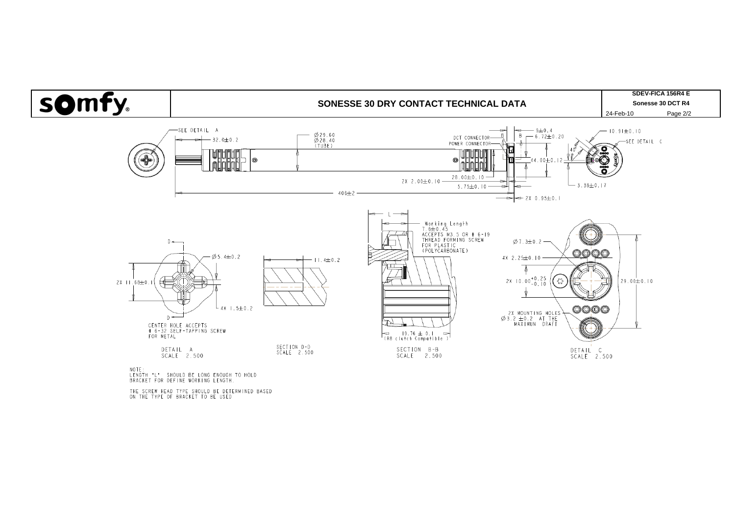# SONESSE 30 DRY CONTACT TECHNICAL DATA

SDEV-FICA 156R4 E
Sonesse 30 DCT R4
24-Feb-10

SEE DETAIL A
32.0±0.2
Ø29.60
Ø28.40
(TUBE)
DCT CONNECTOR
POWER CONNECTOR
B
B
8±0.4
6.72±0.20
10.91±0.10
SEE DETAIL C
40°
44.00±0.12
28.00±0.10
2X 2.00±0.10
5.75±0.10
3.38±0.17
406±2
2X 0.95±0.1

D
Ø5.4±0.2
2X 11.68±0.1
4X 1.5±0.2
D
CENTER HOLE ACCEPTS
# 6-32 SELF-TAPPING SCREW
FOR METAL

DETAIL A
SCALE 2.500

11.4±0.2

SECTION D-D
SCALE 2.500

L
Working Length
7.6±0.45
ACCEPTS M3.5 OR # 6-19
THREAD FORMING SCREW
FOR PLASTIC
(POLYCARBONATE)
19.76 ± 0.1
(R8 clutch Compatible )

SECTION B-B
SCALE 2.500

Ø7.3±0.2
4X 2.25±0.10
2X 10.00 $^{+0.25}_{-0.10}$
29.00±0.10
2X MOUNTING HOLES
Ø3.2 ±0.2 AT THE
MAXIMUN DRAFT

DETAIL C
SCALE 2.500

NOTE:
LENGTH "L" SHOULD BE LONG ENOUGH TO HOLD
BRACKET FOR DEFINE WORKING LENGTH.

THE SCREW HEAD TYPE SHOULD BE DETERMINED BASED
ON THE TYPE OF BRACKET TO BE USED